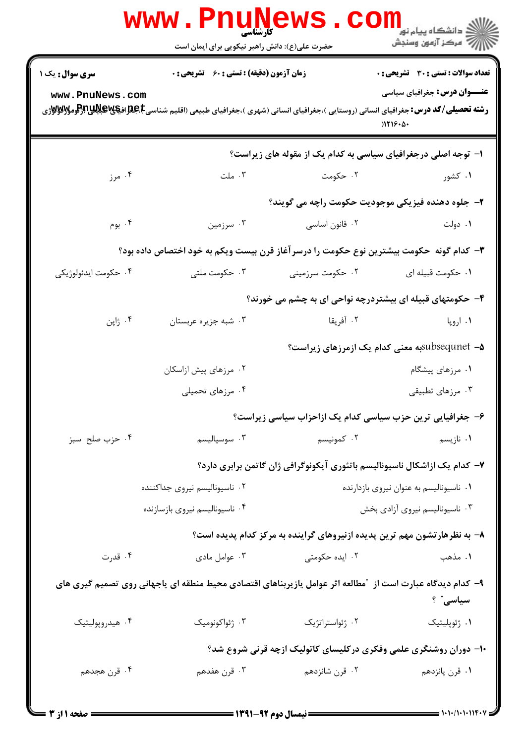کارشناسی

حضرت علی(ع): دانش راهبر نیکویی برای ایمان است

**سری سوال:** یک ۱

**زمان آزمون (دقیقه) : تستی :** ۶۰ **تشریحی :** ۰

**تعداد سوالات : تستی :** ۳۰ **تشریحی :** ۰

**عنـــوان درس:** جغرافیای سیاسی

**رشته تحصیلی/کد درس:** جغرافیای انسانی (روستایی )،جغرافیای انسانی (شهری )،جغرافیای طبیعی (اقلیم شناسی)،جغرافیای طبیعی (ژئومورفولوژی)۱۲۱۶۰۵۰

۱- توجه اصلی درجغرافیای سیاسی به کدام یک از مقوله های زیراست؟

۱. کشور ۲. حکومت ۳. ملت ۴. مرز

۲- جلوه دهنده فیزیکی موجودیت حکومت راچه می گویند؟

۱. دولت ۲. قانون اساسی ۳. سرزمین ۴. بوم

۳- کدام گونه حکومت بیشترین نوع حکومت را درسرآغاز قرن بیست ویکم به خود اختصاص داده بود؟

۱. حکومت قبیله ای ۲. حکومت سرزمینی ۳. حکومت ملتی ۴. حکومت ایدئولوژیکی

۴- حکومتهای قبیله ای بیشتردرچه نواحی ای به چشم می خورند؟

۱. اروپا ۲. آفریقا ۳. شبه جزیره عربستان ۴. ژاپن

۵- subsequnetبه معنی کدام یک ازمرزهای زیراست؟

۱. مرزهای پیشگام ۲. مرزهای پیش ازاسکان ۳. مرزهای تطبیقی ۴. مرزهای تحمیلی

۶- جغرافیایی ترین حزب سیاسی کدام یک ازاحزاب سیاسی زیراست؟

۱. نازیسم ۲. کمونیسم ۳. سوسیالیسم ۴. حزب صلح سبز

۷- کدام یک ازاشکال ناسیونالیسم باتئوری آیکونوگرافی ژان گاتمن برابری دارد؟

۱. ناسیونالیسم به عنوان نیروی بازدارنده ۲. ناسیونالیسم نیروی جداکننده ۳. ناسیونالیسم نیروی آزادی بخش ۴. ناسیونالیسم نیروی بازسازنده

۸- به نظرهارتشون مهم ترین پدیده ازنیروهای گراینده به مرکز کدام پدیده است؟

۱. مذهب ۲. ایده حکومتی ۳. عوامل مادی ۴. قدرت

۹- کدام دیدگاه عبارت است از "مطالعه اثر عوامل یازیربناهای اقتصادی محیط منطقه ای یاجهانی روی تصمیم گیری های سیاسی" ؟

۱. ژئوپلیتیک ۲. ژئواستراتژیک ۳. ژئواکونومیک ۴. هیدروپولیتیک

۱۰- دوران روشنگری علمی وفکری درکلیسای کاتولیک ازچه قرنی شروع شد؟

۱. قرن پانزدهم ۲. قرن شانزدهم ۳. قرن هفدهم ۴. قرن هجدهم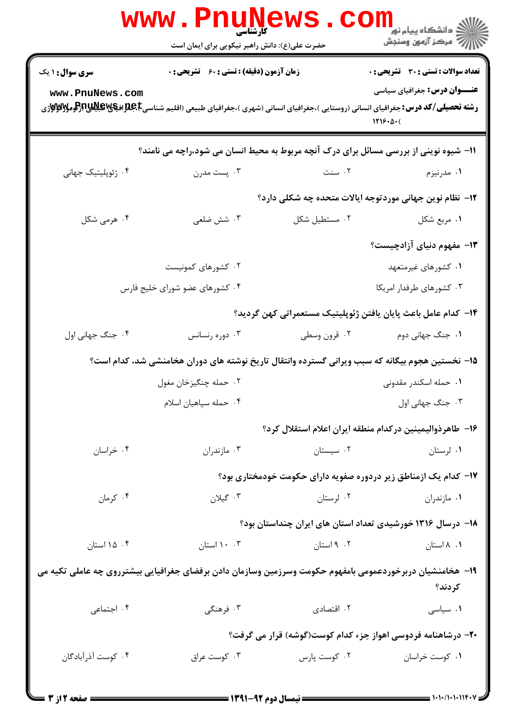**سری سوال:** ۱ یک

**زمان آزمون (دقیقه) : تستی :** ۶۰ **تشریحی :** ۰

**تعداد سوالات : تستی :** ۳۰ **تشریحی :** ۰

**عنـــوان درس:** جغرافیای سیاسی

**رشته تحصیلی/کد درس:** جغرافیای انسانی (روستایی )،جغرافیای انسانی (شهری )،جغرافیای طبیعی (اقلیم شناسی)،جغرافیای طبیعی (ژئومورفولوژی ۱۲۱۶۰۵۰)

۱۱- شیوه نوینی از بررسی مسائل برای درک آنچه مربوط به محیط انسان می شود،راچه می نامند؟

۱. مدرنیزم ۲. سنت ۳. پست مدرن ۴. ژئوپلیتیک جهانی

۱۲- نظام نوین جهانی موردتوجه ایالات متحده چه شکلی دارد؟

۱. مربع شکل ۲. مستطیل شکل ۳. شش ضلعی ۴. هرمی شکل

۱۳- مفهوم دنیای آزادچیست؟

۱. کشورهای غیرمتعهد
۲. کشورهای کمونیست
۳. کشورهای طرفدار امریکا
۴. کشورهای عضو شورای خلیج فارس

۱۴- کدام عامل باعث پایان یافتن ژئوپلیتیک مستعمراتی کهن گردید؟

۱. جنگ جهانی دوم ۲. قرون وسطی ۳. دوره رنسانس ۴. جنگ جهانی اول

۱۵- نخستین هجوم بیگانه که سبب ویرانی گسترده وانتقال تاریخ نوشته های دوران هخامنشی شد، کدام است؟

۱. حمله اسکندر مقدونی
۲. حمله چنگیزخان مغول
۳. جنگ جهانی اول
۴. حمله سپاهیان اسلام

۱۶- طاهرذوالیمینین درکدام منطقه ایران اعلام استقلال کرد؟

۱. لرستان ۲. سیستان ۳. مازندران ۴. خراسان

۱۷- کدام یک ازمناطق زیر دردوره صفویه دارای حکومت خودمختاری بود؟

۱. مازندران ۲. لرستان ۳. گیلان ۴. کرمان

۱۸- درسال ۱۳۱۶ خورشیدی تعداد استان های ایران چنداستان بود؟

۱. ۸ استان ۲. ۹ استان ۳. ۱۰ استان ۴. ۱۵ استان

۱۹- هخامنشیان دربرخوردعمومی بامفهوم حکومت وسرزمین وسازمان دادن برفضای جغرافیایی بیشترروی چه عاملی تکیه می کردند؟

۱. سیاسی ۲. اقتصادی ۳. فرهنگی ۴. اجتماعی

۲۰- درشاهنامه فردوسی اهواز جزء کدام کوست(گوشه) قرار می گرفت؟

۱. کوست خراسان ۲. کوست پارس ۳. کوست عراق ۴. کوست آذرآبادگان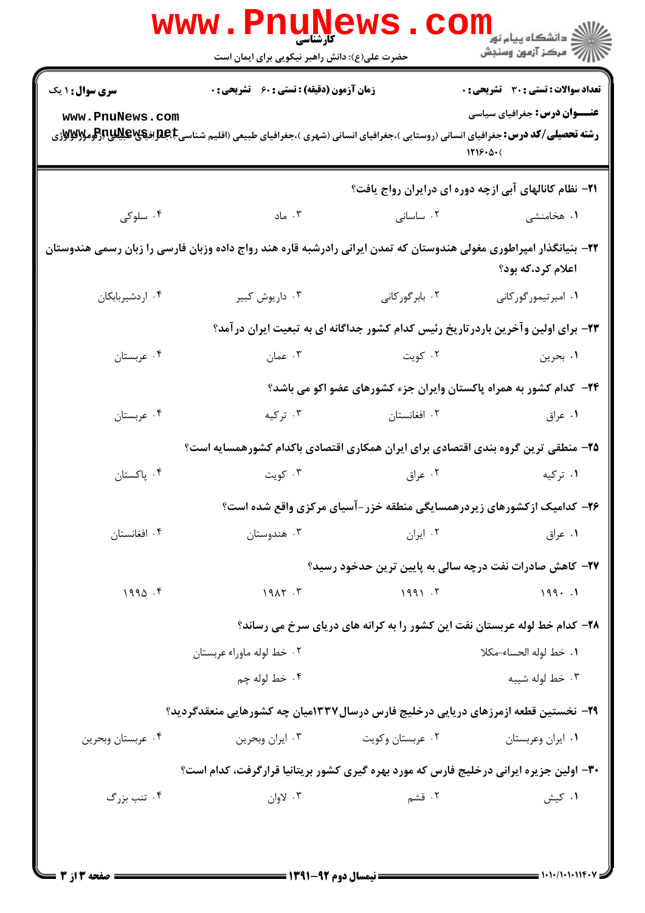**سری سوال:** ۱ یک

**زمان آزمون (دقیقه) : تستی :** ۶۰ **تشریحی :** ۰

**تعداد سوالات : تستی :** ۳۰ **تشریحی :** ۰

**عنـــوان درس:** جغرافیای سیاسی

**رشته تحصیلی/کد درس:** جغرافیای انسانی (روستایی )،جغرافیای انسانی (شهری )،جغرافیای طبیعی (اقلیم شناسی)،جغرافیای طبیعی (ژئومورفولوژی ۱۲۱۶۰۵۰)

۲۱- نظام کانالهای آبی ازچه دوره ای درایران رواج یافت؟

۱. هخامنشی
۲. ساسانی
۳. ماد
۴. سلوکی

۲۲- بنیانگذار امپراطوری مغولی هندوستان که تمدن ایرانی رادرشبه قاره هند رواج داده وزبان فارسی را زبان رسمی هندوستان اعلام کرد،که بود؟

۱. امیرتیمورگورکانی
۲. بابرگورکانی
۳. داریوش کبیر
۴. اردشیربابکان

۲۳- برای اولین وآخرین باردرتاریخ رئیس کدام کشور جداگانه ای به تبعیت ایران درآمد؟

۱. بحرین
۲. کویت
۳. عمان
۴. عربستان

۲۴- کدام کشور به همراه پاکستان وایران جزء کشورهای عضو اکو می باشد؟

۱. عراق
۲. افغانستان
۳. ترکیه
۴. عربستان

۲۵- منطقی ترین گروه بندی اقتصادی برای ایران همکاری اقتصادی باکدام کشورهمسایه است؟

۱. ترکیه
۲. عراق
۳. کویت
۴. پاکستان

۲۶- کدامیک ازکشورهای زیردرهمسایگی منطقه خزر-آسیای مرکزی واقع شده است؟

۱. عراق
۲. ایران
۳. هندوستان
۴. افغانستان

۲۷- کاهش صادرات نفت درچه سالی به پایین ترین حدخود رسید؟

۱. ۱۹۹۰
۲. ۱۹۹۱
۳. ۱۹۸۲
۴. ۱۹۹۵

۲۸- کدام خط لوله عربستان نفت این کشور را به کرانه های دریای سرخ می رساند؟

۱. خط لوله الحساء-مکلا
۲. خط لوله ماوراء عربستان
۳. خط لوله شیبه
۴. خط لوله چم

۲۹- نخستین قطعه ازمرزهای دریایی درخلیج فارس درسال۱۳۳۷میان چه کشورهایی منعقدگردید؟

۱. ایران وعربستان
۲. عربستان وکویت
۳. ایران وبحرین
۴. عربستان وبحرین

۳۰- اولین جزیره ایرانی درخلیج فارس که مورد بهره گیری کشور بریتانیا قرارگرفت، کدام است؟

۱. کیش
۲. قشم
۳. لاوان
۴. تنب بزرگ